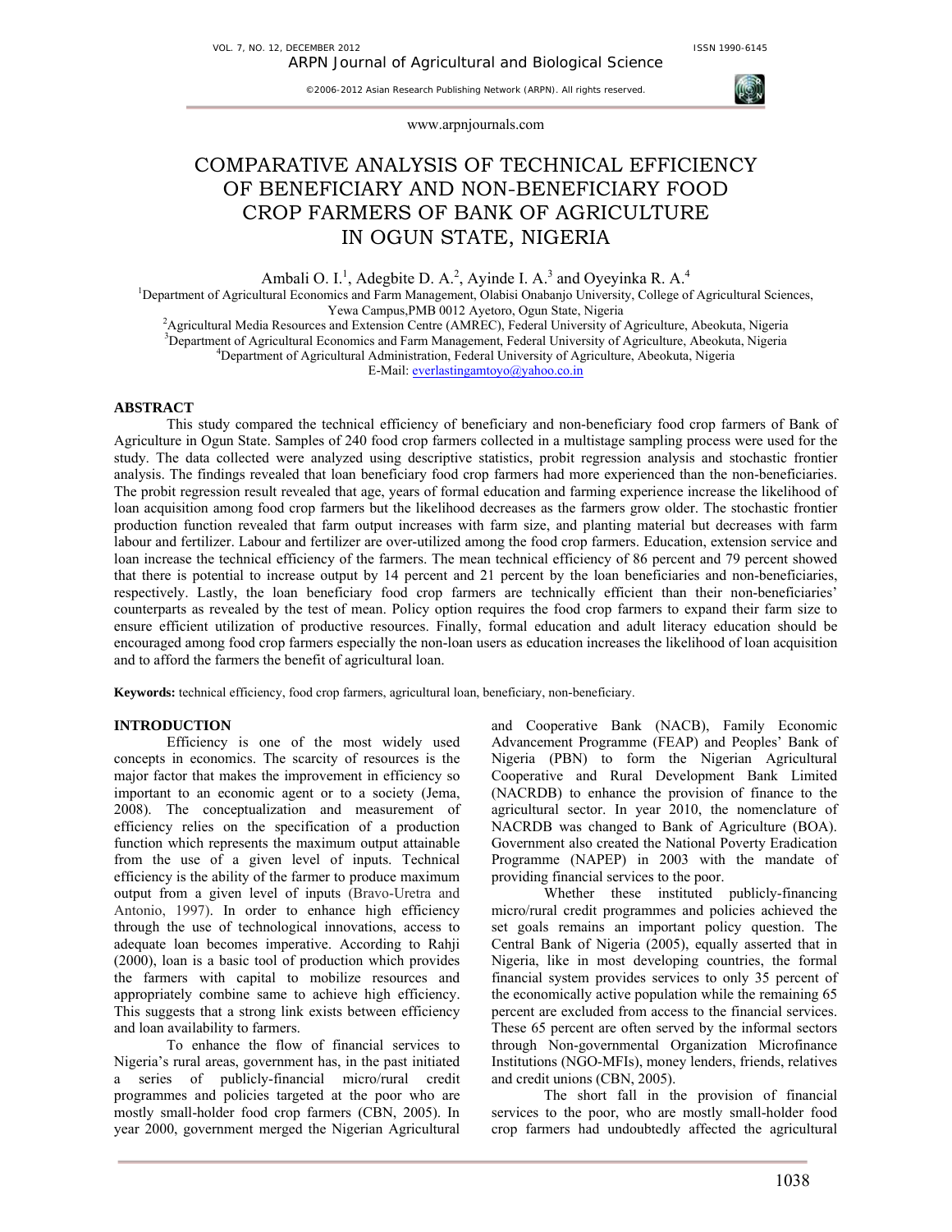# COMPARATIVE ANALYSIS OF TECHNICAL EFFICIENCY OF BENEFICIARY AND NON-BENEFICIARY FOOD CROP FARMERS OF BANK OF AGRICULTURE IN OGUN STATE, NIGERIA

Ambali O. I.[1], Adegbite D. A.[2], Ayinde I. A.[3] and Oyeyinka R. A.[4]

[1]Department of Agricultural Economics and Farm Management, Olabisi Onabanjo University, College of Agricultural Sciences, Yewa Campus,PMB 0012 Ayetoro, Ogun State, Nigeria

[2]Agricultural Media Resources and Extension Centre (AMREC), Federal University of Agriculture, Abeokuta, Nigeria

[3]Department of Agricultural Economics and Farm Management, Federal University of Agriculture, Abeokuta, Nigeria

[4]Department of Agricultural Administration, Federal University of Agriculture, Abeokuta, Nigeria

E-Mail: everlastingamtoyo@yahoo.co.in

## ABSTRACT

This study compared the technical efficiency of beneficiary and non-beneficiary food crop farmers of Bank of Agriculture in Ogun State. Samples of 240 food crop farmers collected in a multistage sampling process were used for the study. The data collected were analyzed using descriptive statistics, probit regression analysis and stochastic frontier analysis. The findings revealed that loan beneficiary food crop farmers had more experienced than the non-beneficiaries. The probit regression result revealed that age, years of formal education and farming experience increase the likelihood of loan acquisition among food crop farmers but the likelihood decreases as the farmers grow older. The stochastic frontier production function revealed that farm output increases with farm size, and planting material but decreases with farm labour and fertilizer. Labour and fertilizer are over-utilized among the food crop farmers. Education, extension service and loan increase the technical efficiency of the farmers. The mean technical efficiency of 86 percent and 79 percent showed that there is potential to increase output by 14 percent and 21 percent by the loan beneficiaries and non-beneficiaries, respectively. Lastly, the loan beneficiary food crop farmers are technically efficient than their non-beneficiaries' counterparts as revealed by the test of mean. Policy option requires the food crop farmers to expand their farm size to ensure efficient utilization of productive resources. Finally, formal education and adult literacy education should be encouraged among food crop farmers especially the non-loan users as education increases the likelihood of loan acquisition and to afford the farmers the benefit of agricultural loan.

**Keywords:** technical efficiency, food crop farmers, agricultural loan, beneficiary, non-beneficiary.

## INTRODUCTION

Efficiency is one of the most widely used concepts in economics. The scarcity of resources is the major factor that makes the improvement in efficiency so important to an economic agent or to a society (Jema, 2008). The conceptualization and measurement of efficiency relies on the specification of a production function which represents the maximum output attainable from the use of a given level of inputs. Technical efficiency is the ability of the farmer to produce maximum output from a given level of inputs (Bravo-Uretra and Antonio, 1997). In order to enhance high efficiency through the use of technological innovations, access to adequate loan becomes imperative. According to Rahji (2000), loan is a basic tool of production which provides the farmers with capital to mobilize resources and appropriately combine same to achieve high efficiency. This suggests that a strong link exists between efficiency and loan availability to farmers.

To enhance the flow of financial services to Nigeria's rural areas, government has, in the past initiated a series of publicly-financial micro/rural credit programmes and policies targeted at the poor who are mostly small-holder food crop farmers (CBN, 2005). In year 2000, government merged the Nigerian Agricultural and Cooperative Bank (NACB), Family Economic Advancement Programme (FEAP) and Peoples' Bank of Nigeria (PBN) to form the Nigerian Agricultural Cooperative and Rural Development Bank Limited (NACRDB) to enhance the provision of finance to the agricultural sector. In year 2010, the nomenclature of NACRDB was changed to Bank of Agriculture (BOA). Government also created the National Poverty Eradication Programme (NAPEP) in 2003 with the mandate of providing financial services to the poor.

Whether these instituted publicly-financing micro/rural credit programmes and policies achieved the set goals remains an important policy question. The Central Bank of Nigeria (2005), equally asserted that in Nigeria, like in most developing countries, the formal financial system provides services to only 35 percent of the economically active population while the remaining 65 percent are excluded from access to the financial services. These 65 percent are often served by the informal sectors through Non-governmental Organization Microfinance Institutions (NGO-MFIs), money lenders, friends, relatives and credit unions (CBN, 2005).

The short fall in the provision of financial services to the poor, who are mostly small-holder food crop farmers had undoubtedly affected the agricultural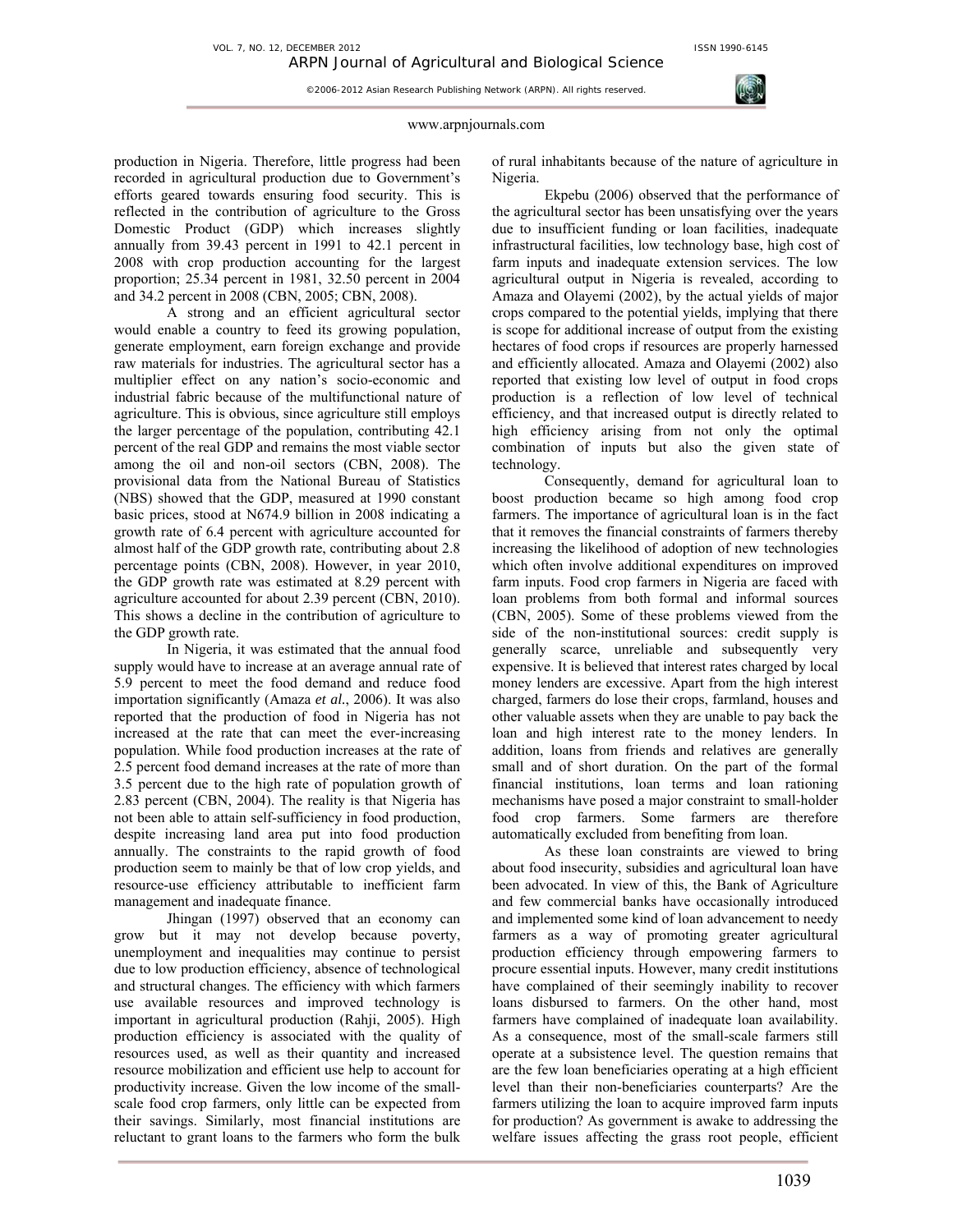production in Nigeria. Therefore, little progress had been recorded in agricultural production due to Government's efforts geared towards ensuring food security. This is reflected in the contribution of agriculture to the Gross Domestic Product (GDP) which increases slightly annually from 39.43 percent in 1991 to 42.1 percent in 2008 with crop production accounting for the largest proportion; 25.34 percent in 1981, 32.50 percent in 2004 and 34.2 percent in 2008 (CBN, 2005; CBN, 2008).

A strong and an efficient agricultural sector would enable a country to feed its growing population, generate employment, earn foreign exchange and provide raw materials for industries. The agricultural sector has a multiplier effect on any nation's socio-economic and industrial fabric because of the multifunctional nature of agriculture. This is obvious, since agriculture still employs the larger percentage of the population, contributing 42.1 percent of the real GDP and remains the most viable sector among the oil and non-oil sectors (CBN, 2008). The provisional data from the National Bureau of Statistics (NBS) showed that the GDP, measured at 1990 constant basic prices, stood at N674.9 billion in 2008 indicating a growth rate of 6.4 percent with agriculture accounted for almost half of the GDP growth rate, contributing about 2.8 percentage points (CBN, 2008). However, in year 2010, the GDP growth rate was estimated at 8.29 percent with agriculture accounted for about 2.39 percent (CBN, 2010). This shows a decline in the contribution of agriculture to the GDP growth rate.

In Nigeria, it was estimated that the annual food supply would have to increase at an average annual rate of 5.9 percent to meet the food demand and reduce food importation significantly (Amaza *et al.*, 2006). It was also reported that the production of food in Nigeria has not increased at the rate that can meet the ever-increasing population. While food production increases at the rate of 2.5 percent food demand increases at the rate of more than 3.5 percent due to the high rate of population growth of 2.83 percent (CBN, 2004). The reality is that Nigeria has not been able to attain self-sufficiency in food production, despite increasing land area put into food production annually. The constraints to the rapid growth of food production seem to mainly be that of low crop yields, and resource-use efficiency attributable to inefficient farm management and inadequate finance.

Jhingan (1997) observed that an economy can grow but it may not develop because poverty, unemployment and inequalities may continue to persist due to low production efficiency, absence of technological and structural changes. The efficiency with which farmers use available resources and improved technology is important in agricultural production (Rahji, 2005). High production efficiency is associated with the quality of resources used, as well as their quantity and increased resource mobilization and efficient use help to account for productivity increase. Given the low income of the small-scale food crop farmers, only little can be expected from their savings. Similarly, most financial institutions are reluctant to grant loans to the farmers who form the bulk of rural inhabitants because of the nature of agriculture in Nigeria.

Ekpebu (2006) observed that the performance of the agricultural sector has been unsatisfying over the years due to insufficient funding or loan facilities, inadequate infrastructural facilities, low technology base, high cost of farm inputs and inadequate extension services. The low agricultural output in Nigeria is revealed, according to Amaza and Olayemi (2002), by the actual yields of major crops compared to the potential yields, implying that there is scope for additional increase of output from the existing hectares of food crops if resources are properly harnessed and efficiently allocated. Amaza and Olayemi (2002) also reported that existing low level of output in food crops production is a reflection of low level of technical efficiency, and that increased output is directly related to high efficiency arising from not only the optimal combination of inputs but also the given state of technology.

Consequently, demand for agricultural loan to boost production became so high among food crop farmers. The importance of agricultural loan is in the fact that it removes the financial constraints of farmers thereby increasing the likelihood of adoption of new technologies which often involve additional expenditures on improved farm inputs. Food crop farmers in Nigeria are faced with loan problems from both formal and informal sources (CBN, 2005). Some of these problems viewed from the side of the non-institutional sources: credit supply is generally scarce, unreliable and subsequently very expensive. It is believed that interest rates charged by local money lenders are excessive. Apart from the high interest charged, farmers do lose their crops, farmland, houses and other valuable assets when they are unable to pay back the loan and high interest rate to the money lenders. In addition, loans from friends and relatives are generally small and of short duration. On the part of the formal financial institutions, loan terms and loan rationing mechanisms have posed a major constraint to small-holder food crop farmers. Some farmers are therefore automatically excluded from benefiting from loan.

As these loan constraints are viewed to bring about food insecurity, subsidies and agricultural loan have been advocated. In view of this, the Bank of Agriculture and few commercial banks have occasionally introduced and implemented some kind of loan advancement to needy farmers as a way of promoting greater agricultural production efficiency through empowering farmers to procure essential inputs. However, many credit institutions have complained of their seemingly inability to recover loans disbursed to farmers. On the other hand, most farmers have complained of inadequate loan availability. As a consequence, most of the small-scale farmers still operate at a subsistence level. The question remains that are the few loan beneficiaries operating at a high efficient level than their non-beneficiaries counterparts? Are the farmers utilizing the loan to acquire improved farm inputs for production? As government is awake to addressing the welfare issues affecting the grass root people, efficient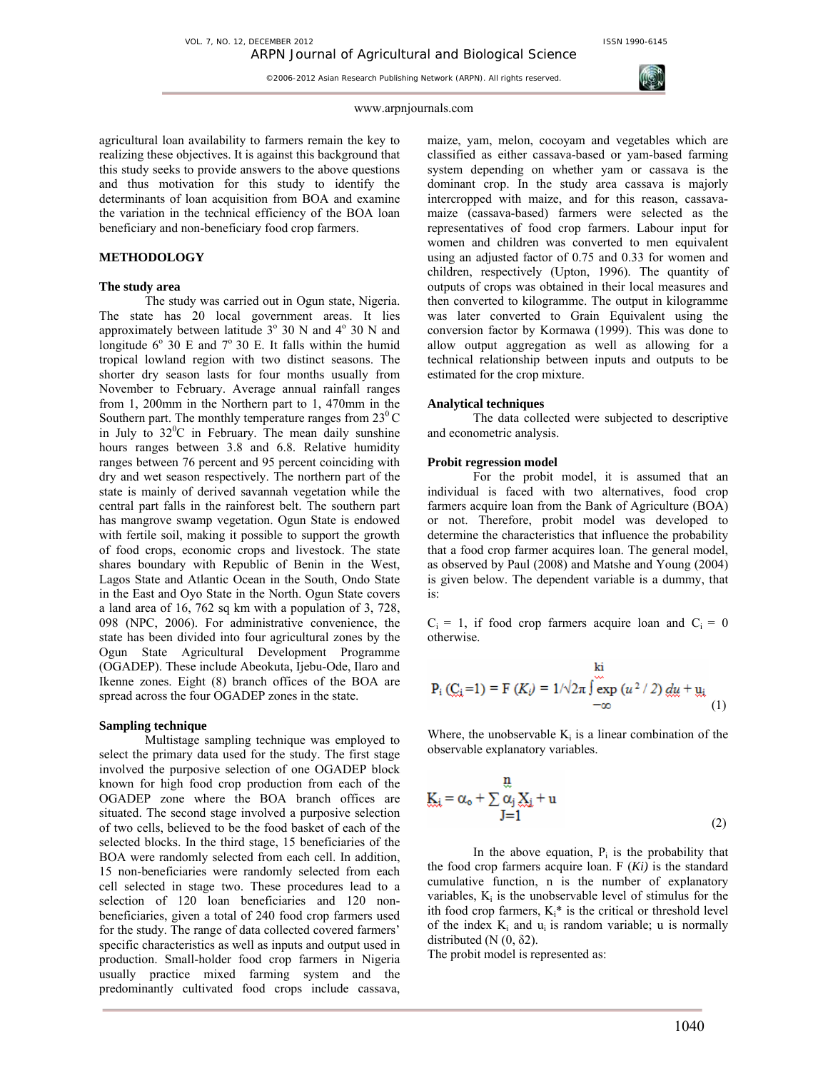agricultural loan availability to farmers remain the key to realizing these objectives. It is against this background that this study seeks to provide answers to the above questions and thus motivation for this study to identify the determinants of loan acquisition from BOA and examine the variation in the technical efficiency of the BOA loan beneficiary and non-beneficiary food crop farmers.

## METHODOLOGY

### The study area

The study was carried out in Ogun state, Nigeria. The state has 20 local government areas. It lies approximately between latitude $3^o$ 30 N and $4^o$ 30 N and longitude $6^o$ 30 E and $7^o$ 30 E. It falls within the humid tropical lowland region with two distinct seasons. The shorter dry season lasts for four months usually from November to February. Average annual rainfall ranges from 1, 200mm in the Northern part to 1, 470mm in the Southern part. The monthly temperature ranges from $23^0$ C in July to $32^0$C in February. The mean daily sunshine hours ranges between 3.8 and 6.8. Relative humidity ranges between 76 percent and 95 percent coinciding with dry and wet season respectively. The northern part of the state is mainly of derived savannah vegetation while the central part falls in the rainforest belt. The southern part has mangrove swamp vegetation. Ogun State is endowed with fertile soil, making it possible to support the growth of food crops, economic crops and livestock. The state shares boundary with Republic of Benin in the West, Lagos State and Atlantic Ocean in the South, Ondo State in the East and Oyo State in the North. Ogun State covers a land area of 16, 762 sq km with a population of 3, 728, 098 (NPC, 2006). For administrative convenience, the state has been divided into four agricultural zones by the Ogun State Agricultural Development Programme (OGADEP). These include Abeokuta, Ijebu-Ode, Ilaro and Ikenne zones. Eight (8) branch offices of the BOA are spread across the four OGADEP zones in the state.

### Sampling technique

Multistage sampling technique was employed to select the primary data used for the study. The first stage involved the purposive selection of one OGADEP block known for high food crop production from each of the OGADEP zone where the BOA branch offices are situated. The second stage involved a purposive selection of two cells, believed to be the food basket of each of the selected blocks. In the third stage, 15 beneficiaries of the BOA were randomly selected from each cell. In addition, 15 non-beneficiaries were randomly selected from each cell selected in stage two. These procedures lead to a selection of 120 loan beneficiaries and 120 non-beneficiaries, given a total of 240 food crop farmers used for the study. The range of data collected covered farmers' specific characteristics as well as inputs and output used in production. Small-holder food crop farmers in Nigeria usually practice mixed farming system and the predominantly cultivated food crops include cassava, maize, yam, melon, cocoyam and vegetables which are classified as either cassava-based or yam-based farming system depending on whether yam or cassava is the dominant crop. In the study area cassava is majorly intercropped with maize, and for this reason, cassava-maize (cassava-based) farmers were selected as the representatives of food crop farmers. Labour input for women and children was converted to men equivalent using an adjusted factor of 0.75 and 0.33 for women and children, respectively (Upton, 1996). The quantity of outputs of crops was obtained in their local measures and then converted to kilogramme. The output in kilogramme was later converted to Grain Equivalent using the conversion factor by Kormawa (1999). This was done to allow output aggregation as well as allowing for a technical relationship between inputs and outputs to be estimated for the crop mixture.

### Analytical techniques

The data collected were subjected to descriptive and econometric analysis.

### Probit regression model

For the probit model, it is assumed that an individual is faced with two alternatives, food crop farmers acquire loan from the Bank of Agriculture (BOA) or not. Therefore, probit model was developed to determine the characteristics that influence the probability that a food crop farmer acquires loan. The general model, as observed by Paul (2008) and Matshe and Young (2004) is given below. The dependent variable is a dummy, that is:

$C_i$ = 1, if food crop farmers acquire loan and $C_i$ = 0 otherwise.

$$P_i\,(C_i=1) = F\,(K_i) = 1/\sqrt{2\pi}\int_{-\infty}^{ki} \exp\,(u^2/2)\,du + u_i \tag{1}$$

Where, the unobservable $K_i$ is a linear combination of the observable explanatory variables.

$$K_i = \alpha_o + \sum_{J=1}^{n} \alpha_j X_j + u \tag{2}$$

In the above equation, $P_i$ is the probability that the food crop farmers acquire loan. F (*Ki)* is the standard cumulative function, n is the number of explanatory variables, $K_i$ is the unobservable level of stimulus for the ith food crop farmers, $K_i$* is the critical or threshold level of the index $K_i$ and $u_i$ is random variable; u is normally distributed (N (0, δ2).

The probit model is represented as: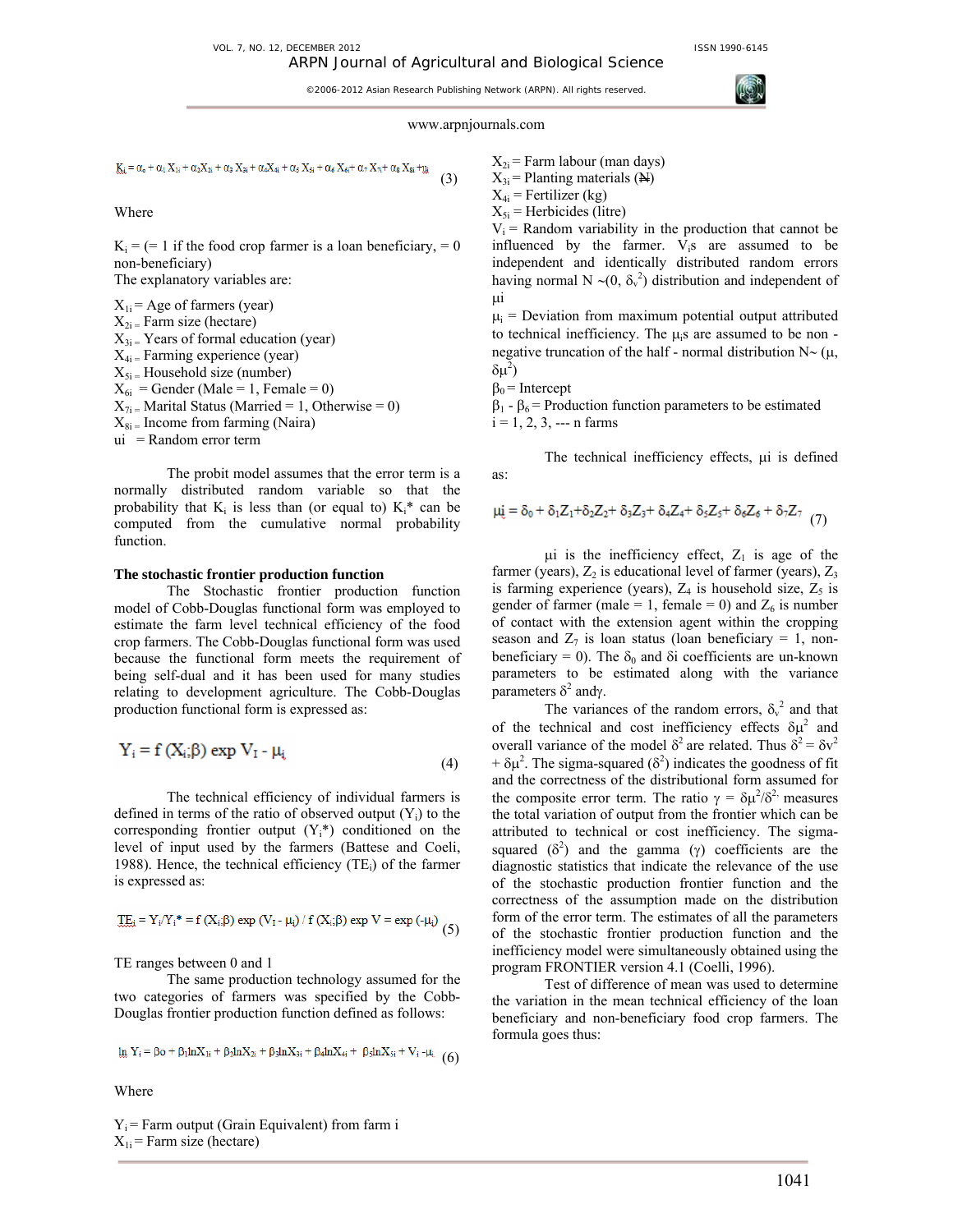$$K_i = \alpha_o + \alpha_1 X_{1i} + \alpha_2 X_{2i} + \alpha_3 X_{3i} + \alpha_4 X_{4i} + \alpha_5 X_{5i} + \alpha_6 X_{6i} + \alpha_7 X_{7i} + \alpha_8 X_{8i} + u_i \quad (3)$$

Where

$K_i$ = (= 1 if the food crop farmer is a loan beneficiary, = 0 non-beneficiary)
The explanatory variables are:

$X_{1i}$ = Age of farmers (year)
$X_{2i}$ = Farm size (hectare)
$X_{3i}$ = Years of formal education (year)
$X_{4i}$ = Farming experience (year)
$X_{5i}$ = Household size (number)
$X_{6i}$ = Gender (Male = 1, Female = 0)
$X_{7i}$ = Marital Status (Married = 1, Otherwise = 0)
$X_{8i}$ = Income from farming (Naira)
ui = Random error term

The probit model assumes that the error term is a normally distributed random variable so that the probability that $K_i$ is less than (or equal to) $K_i^*$ can be computed from the cumulative normal probability function.

**The stochastic frontier production function**

The Stochastic frontier production function model of Cobb-Douglas functional form was employed to estimate the farm level technical efficiency of the food crop farmers. The Cobb-Douglas functional form was used because the functional form meets the requirement of being self-dual and it has been used for many studies relating to development agriculture. The Cobb-Douglas production functional form is expressed as:

$$Y_i = f(X_i;\beta) \exp V_I - \mu_i \quad (4)$$

The technical efficiency of individual farmers is defined in terms of the ratio of observed output ($Y_i$) to the corresponding frontier output ($Y_i^*$) conditioned on the level of input used by the farmers (Battese and Coeli, 1988). Hence, the technical efficiency ($TE_i$) of the farmer is expressed as:

$$TE_i = Y_i/Y_i^* = f(X_i;\beta) \exp (V_I - \mu_i) / f(X_i;\beta) \exp V = \exp(-\mu_i) \quad (5)$$

TE ranges between 0 and 1

The same production technology assumed for the two categories of farmers was specified by the Cobb-Douglas frontier production function defined as follows:

$$\ln Y_i = \beta o + \beta_1 \ln X_{1i} + \beta_2 \ln X_{2i} + \beta_3 \ln X_{3i} + \beta_4 \ln X_{4i} + \beta_5 \ln X_{5i} + V_i - \mu_i \quad (6)$$

Where

$Y_i$ = Farm output (Grain Equivalent) from farm i
$X_{1i}$ = Farm size (hectare)
$X_{2i}$ = Farm labour (man days)
$X_{3i}$ = Planting materials (₦)
$X_{4i}$ = Fertilizer (kg)
$X_{5i}$ = Herbicides (litre)
$V_i$ = Random variability in the production that cannot be influenced by the farmer. $V_i$s are assumed to be independent and identically distributed random errors having normal N ~(0, $\delta_v^2$) distribution and independent of μi
$\mu_i$ = Deviation from maximum potential output attributed to technical inefficiency. The $\mu_i$s are assumed to be non - negative truncation of the half - normal distribution N~ (μ, $\delta\mu^2$)
$\beta_0$ = Intercept
$\beta_1$ - $\beta_6$ = Production function parameters to be estimated
i = 1, 2, 3, --- n farms

The technical inefficiency effects, μi is defined as:

$$\mu i = \delta_0 + \delta_1 Z_1 + \delta_2 Z_2 + \delta_3 Z_3 + \delta_4 Z_4 + \delta_5 Z_5 + \delta_6 Z_6 + \delta_7 Z_7 \quad (7)$$

μi is the inefficiency effect, $Z_1$ is age of the farmer (years), $Z_2$ is educational level of farmer (years), $Z_3$ is farming experience (years), $Z_4$ is household size, $Z_5$ is gender of farmer (male = 1, female = 0) and $Z_6$ is number of contact with the extension agent within the cropping season and $Z_7$ is loan status (loan beneficiary = 1, non-beneficiary = 0). The $\delta_0$ and δi coefficients are un-known parameters to be estimated along with the variance parameters $\delta^2$ andγ.

The variances of the random errors, $\delta_v^2$ and that of the technical and cost inefficiency effects $\delta\mu^2$ and overall variance of the model $\delta^2$ are related. Thus $\delta^2 = \delta v^2 + \delta\mu^2$. The sigma-squared ($\delta^2$) indicates the goodness of fit and the correctness of the distributional form assumed for the composite error term. The ratio $\gamma = \delta\mu^2/\delta^2$ measures the total variation of output from the frontier which can be attributed to technical or cost inefficiency. The sigma-squared ($\delta^2$) and the gamma (γ) coefficients are the diagnostic statistics that indicate the relevance of the use of the stochastic production frontier function and the correctness of the assumption made on the distribution form of the error term. The estimates of all the parameters of the stochastic frontier production function and the inefficiency model were simultaneously obtained using the program FRONTIER version 4.1 (Coelli, 1996).

Test of difference of mean was used to determine the variation in the mean technical efficiency of the loan beneficiary and non-beneficiary food crop farmers. The formula goes thus: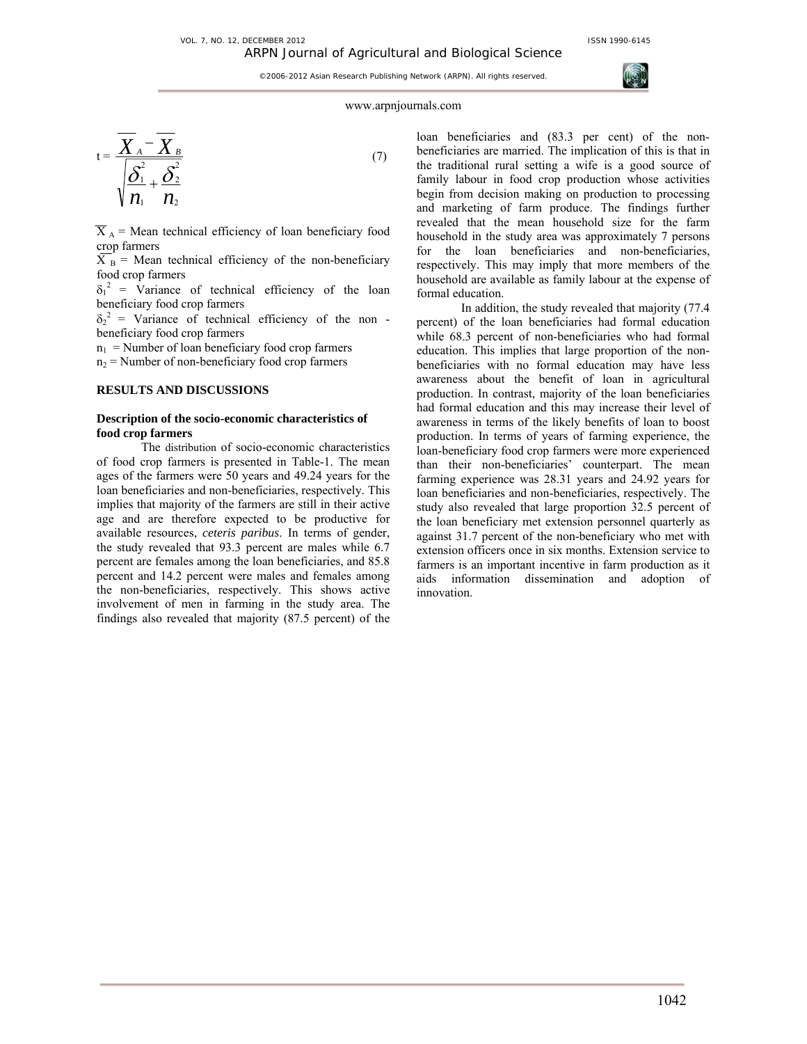$$t = \frac{\overline{X}_A - \overline{X}_B}{\sqrt{\frac{\delta_1^2}{n_1} + \frac{\delta_2^2}{n_2}}} \quad (7)$$

$\overline{X}_A$ = Mean technical efficiency of loan beneficiary food crop farmers

$\overline{X}_B$ = Mean technical efficiency of the non-beneficiary food crop farmers

$\delta_1^2$ = Variance of technical efficiency of the loan beneficiary food crop farmers

$\delta_2^2$ = Variance of technical efficiency of the non - beneficiary food crop farmers

$n_1$ = Number of loan beneficiary food crop farmers

$n_2$ = Number of non-beneficiary food crop farmers

## RESULTS AND DISCUSSIONS

### Description of the socio-economic characteristics of food crop farmers

The distribution of socio-economic characteristics of food crop farmers is presented in Table-1. The mean ages of the farmers were 50 years and 49.24 years for the loan beneficiaries and non-beneficiaries, respectively. This implies that majority of the farmers are still in their active age and are therefore expected to be productive for available resources, *ceteris paribus*. In terms of gender, the study revealed that 93.3 percent are males while 6.7 percent are females among the loan beneficiaries, and 85.8 percent and 14.2 percent were males and females among the non-beneficiaries, respectively. This shows active involvement of men in farming in the study area. The findings also revealed that majority (87.5 percent) of the loan beneficiaries and (83.3 per cent) of the non-beneficiaries are married. The implication of this is that in the traditional rural setting a wife is a good source of family labour in food crop production whose activities begin from decision making on production to processing and marketing of farm produce. The findings further revealed that the mean household size for the farm household in the study area was approximately 7 persons for the loan beneficiaries and non-beneficiaries, respectively. This may imply that more members of the household are available as family labour at the expense of formal education.

In addition, the study revealed that majority (77.4 percent) of the loan beneficiaries had formal education while 68.3 percent of non-beneficiaries who had formal education. This implies that large proportion of the non-beneficiaries with no formal education may have less awareness about the benefit of loan in agricultural production. In contrast, majority of the loan beneficiaries had formal education and this may increase their level of awareness in terms of the likely benefits of loan to boost production. In terms of years of farming experience, the loan-beneficiary food crop farmers were more experienced than their non-beneficiaries' counterpart. The mean farming experience was 28.31 years and 24.92 years for loan beneficiaries and non-beneficiaries, respectively. The study also revealed that large proportion 32.5 percent of the loan beneficiary met extension personnel quarterly as against 31.7 percent of the non-beneficiary who met with extension officers once in six months. Extension service to farmers is an important incentive in farm production as it aids information dissemination and adoption of innovation.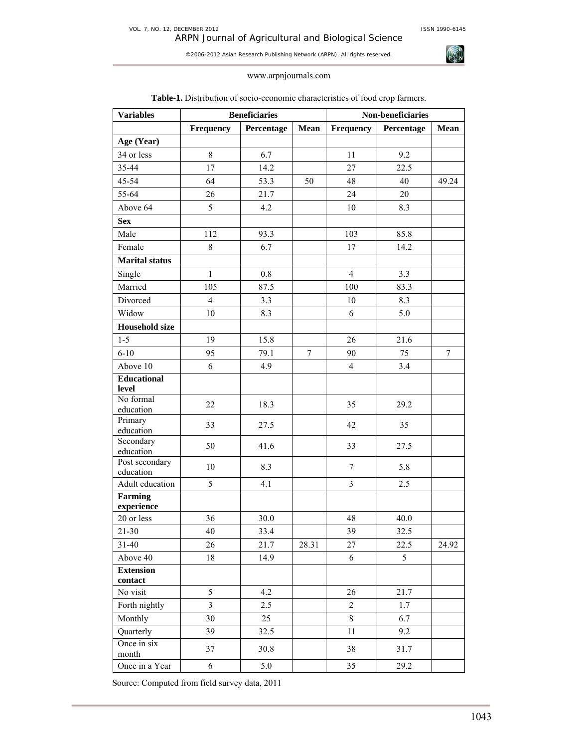www.arpnjournals.com

**Table-1.** Distribution of socio-economic characteristics of food crop farmers.

| Variables | Beneficiaries | | | Non-beneficiaries | | |
|---|---|---|---|---|---|---|
| | **Frequency** | **Percentage** | **Mean** | **Frequency** | **Percentage** | **Mean** |
| **Age (Year)** | | | | | | |
| 34 or less | 8 | 6.7 | | 11 | 9.2 | |
| 35-44 | 17 | 14.2 | | 27 | 22.5 | |
| 45-54 | 64 | 53.3 | 50 | 48 | 40 | 49.24 |
| 55-64 | 26 | 21.7 | | 24 | 20 | |
| Above 64 | 5 | 4.2 | | 10 | 8.3 | |
| **Sex** | | | | | | |
| Male | 112 | 93.3 | | 103 | 85.8 | |
| Female | 8 | 6.7 | | 17 | 14.2 | |
| **Marital status** | | | | | | |
| Single | 1 | 0.8 | | 4 | 3.3 | |
| Married | 105 | 87.5 | | 100 | 83.3 | |
| Divorced | 4 | 3.3 | | 10 | 8.3 | |
| Widow | 10 | 8.3 | | 6 | 5.0 | |
| **Household size** | | | | | | |
| 1-5 | 19 | 15.8 | | 26 | 21.6 | |
| 6-10 | 95 | 79.1 | 7 | 90 | 75 | 7 |
| Above 10 | 6 | 4.9 | | 4 | 3.4 | |
| **Educational level** | | | | | | |
| No formal education | 22 | 18.3 | | 35 | 29.2 | |
| Primary education | 33 | 27.5 | | 42 | 35 | |
| Secondary education | 50 | 41.6 | | 33 | 27.5 | |
| Post secondary education | 10 | 8.3 | | 7 | 5.8 | |
| Adult education | 5 | 4.1 | | 3 | 2.5 | |
| **Farming experience** | | | | | | |
| 20 or less | 36 | 30.0 | | 48 | 40.0 | |
| 21-30 | 40 | 33.4 | | 39 | 32.5 | |
| 31-40 | 26 | 21.7 | 28.31 | 27 | 22.5 | 24.92 |
| Above 40 | 18 | 14.9 | | 6 | 5 | |
| **Extension contact** | | | | | | |
| No visit | 5 | 4.2 | | 26 | 21.7 | |
| Forth nightly | 3 | 2.5 | | 2 | 1.7 | |
| Monthly | 30 | 25 | | 8 | 6.7 | |
| Quarterly | 39 | 32.5 | | 11 | 9.2 | |
| Once in six month | 37 | 30.8 | | 38 | 31.7 | |
| Once in a Year | 6 | 5.0 | | 35 | 29.2 | |

Source: Computed from field survey data, 2011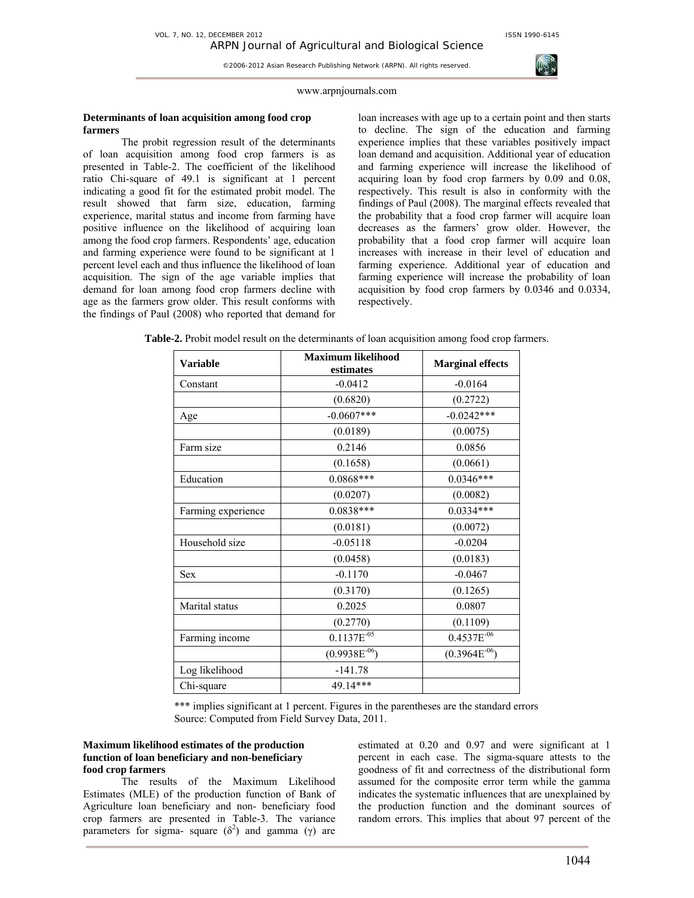### Determinants of loan acquisition among food crop farmers

The probit regression result of the determinants of loan acquisition among food crop farmers is as presented in Table-2. The coefficient of the likelihood ratio Chi-square of 49.1 is significant at 1 percent indicating a good fit for the estimated probit model. The result showed that farm size, education, farming experience, marital status and income from farming have positive influence on the likelihood of acquiring loan among the food crop farmers. Respondents' age, education and farming experience were found to be significant at 1 percent level each and thus influence the likelihood of loan acquisition. The sign of the age variable implies that demand for loan among food crop farmers decline with age as the farmers grow older. This result conforms with the findings of Paul (2008) who reported that demand for loan increases with age up to a certain point and then starts to decline. The sign of the education and farming experience implies that these variables positively impact loan demand and acquisition. Additional year of education and farming experience will increase the likelihood of acquiring loan by food crop farmers by 0.09 and 0.08, respectively. This result is also in conformity with the findings of Paul (2008). The marginal effects revealed that the probability that a food crop farmer will acquire loan decreases as the farmers' grow older. However, the probability that a food crop farmer will acquire loan increases with increase in their level of education and farming experience. Additional year of education and farming experience will increase the probability of loan acquisition by food crop farmers by 0.0346 and 0.0334, respectively.

**Table-2.** Probit model result on the determinants of loan acquisition among food crop farmers.

| Variable | Maximum likelihood estimates | Marginal effects |
|---|---|---|
| Constant | -0.0412 | -0.0164 |
| | (0.6820) | (0.2722) |
| Age | -0.0607*** | -0.0242*** |
| | (0.0189) | (0.0075) |
| Farm size | 0.2146 | 0.0856 |
| | (0.1658) | (0.0661) |
| Education | 0.0868*** | 0.0346*** |
| | (0.0207) | (0.0082) |
| Farming experience | 0.0838*** | 0.0334*** |
| | (0.0181) | (0.0072) |
| Household size | -0.05118 | -0.0204 |
| | (0.0458) | (0.0183) |
| Sex | -0.1170 | -0.0467 |
| | (0.3170) | (0.1265) |
| Marital status | 0.2025 | 0.0807 |
| | (0.2770) | (0.1109) |
| Farming income | $0.1137E^{-05}$ | $0.4537E^{-06}$ |
| | ($0.9938E^{-06}$) | ($0.3964E^{-06}$) |
| Log likelihood | -141.78 | |
| Chi-square | 49.14*** | |

*** implies significant at 1 percent. Figures in the parentheses are the standard errors
Source: Computed from Field Survey Data, 2011.

### Maximum likelihood estimates of the production function of loan beneficiary and non-beneficiary food crop farmers

The results of the Maximum Likelihood Estimates (MLE) of the production function of Bank of Agriculture loan beneficiary and non- beneficiary food crop farmers are presented in Table-3. The variance parameters for sigma- square ($\delta^2$) and gamma ($\gamma$) are estimated at 0.20 and 0.97 and were significant at 1 percent in each case. The sigma-square attests to the goodness of fit and correctness of the distributional form assumed for the composite error term while the gamma indicates the systematic influences that are unexplained by the production function and the dominant sources of random errors. This implies that about 97 percent of the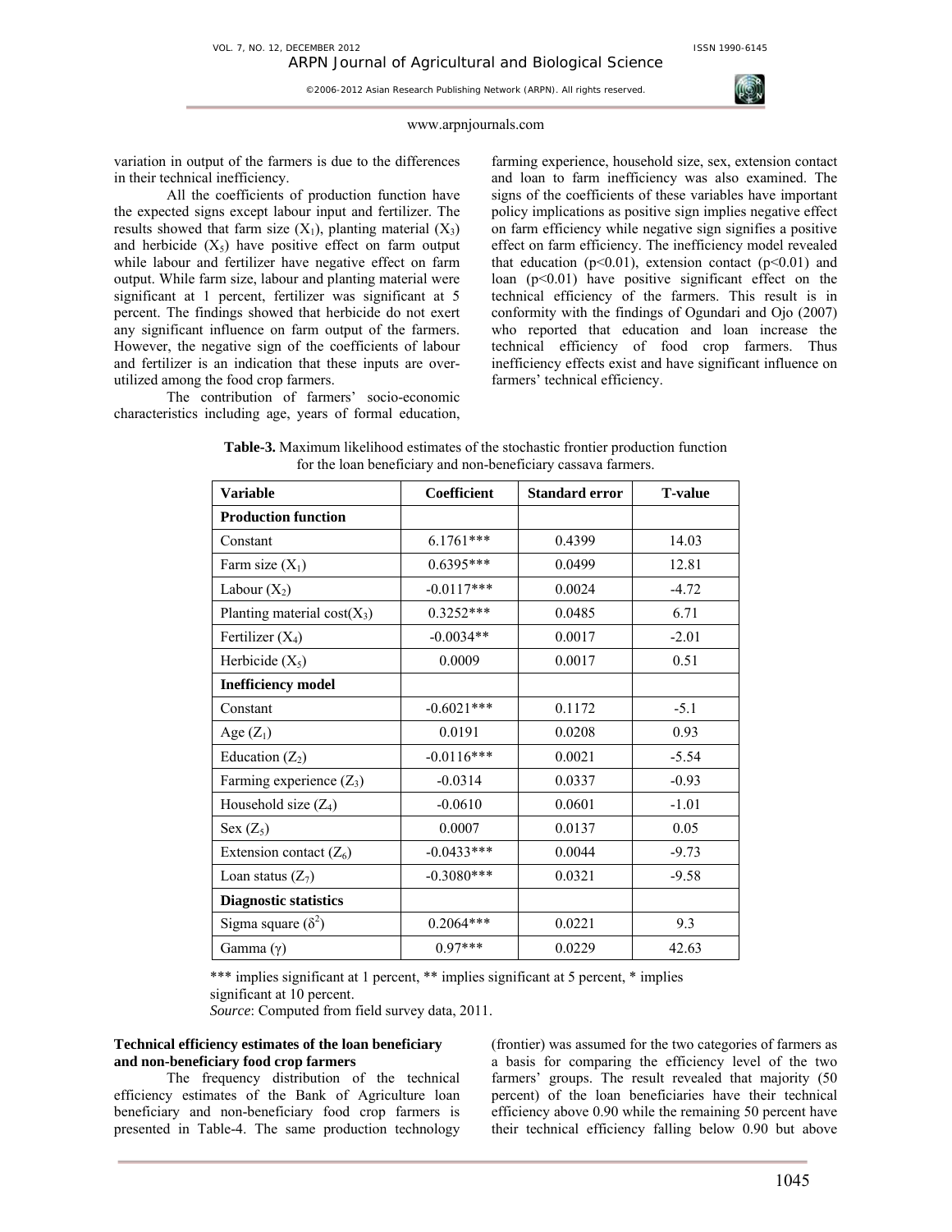variation in output of the farmers is due to the differences in their technical inefficiency.

All the coefficients of production function have the expected signs except labour input and fertilizer. The results showed that farm size ($X_1$), planting material ($X_3$) and herbicide ($X_5$) have positive effect on farm output while labour and fertilizer have negative effect on farm output. While farm size, labour and planting material were significant at 1 percent, fertilizer was significant at 5 percent. The findings showed that herbicide do not exert any significant influence on farm output of the farmers. However, the negative sign of the coefficients of labour and fertilizer is an indication that these inputs are over-utilized among the food crop farmers.

The contribution of farmers' socio-economic characteristics including age, years of formal education, farming experience, household size, sex, extension contact and loan to farm inefficiency was also examined. The signs of the coefficients of these variables have important policy implications as positive sign implies negative effect on farm efficiency while negative sign signifies a positive effect on farm efficiency. The inefficiency model revealed that education ($p<0.01$), extension contact ($p<0.01$) and loan ($p<0.01$) have positive significant effect on the technical efficiency of the farmers. This result is in conformity with the findings of Ogundari and Ojo (2007) who reported that education and loan increase the technical efficiency of food crop farmers. Thus inefficiency effects exist and have significant influence on farmers' technical efficiency.

**Table-3.** Maximum likelihood estimates of the stochastic frontier production function for the loan beneficiary and non-beneficiary cassava farmers.

| Variable | Coefficient | Standard error | T-value |
|---|---|---|---|
| **Production function** | | | |
| Constant | 6.1761*** | 0.4399 | 14.03 |
| Farm size ($X_1$) | 0.6395*** | 0.0499 | 12.81 |
| Labour ($X_2$) | -0.0117*** | 0.0024 | -4.72 |
| Planting material cost($X_3$) | 0.3252*** | 0.0485 | 6.71 |
| Fertilizer ($X_4$) | -0.0034** | 0.0017 | -2.01 |
| Herbicide ($X_5$) | 0.0009 | 0.0017 | 0.51 |
| **Inefficiency model** | | | |
| Constant | -0.6021*** | 0.1172 | -5.1 |
| Age ($Z_1$) | 0.0191 | 0.0208 | 0.93 |
| Education ($Z_2$) | -0.0116*** | 0.0021 | -5.54 |
| Farming experience ($Z_3$) | -0.0314 | 0.0337 | -0.93 |
| Household size ($Z_4$) | -0.0610 | 0.0601 | -1.01 |
| Sex ($Z_5$) | 0.0007 | 0.0137 | 0.05 |
| Extension contact ($Z_6$) | -0.0433*** | 0.0044 | -9.73 |
| Loan status ($Z_7$) | -0.3080*** | 0.0321 | -9.58 |
| **Diagnostic statistics** | | | |
| Sigma square ($\delta^2$) | 0.2064*** | 0.0221 | 9.3 |
| Gamma ($\gamma$) | 0.97*** | 0.0229 | 42.63 |

*** implies significant at 1 percent, ** implies significant at 5 percent, * implies significant at 10 percent.

*Source*: Computed from field survey data, 2011.

**Technical efficiency estimates of the loan beneficiary and non-beneficiary food crop farmers**

The frequency distribution of the technical efficiency estimates of the Bank of Agriculture loan beneficiary and non-beneficiary food crop farmers is presented in Table-4. The same production technology (frontier) was assumed for the two categories of farmers as a basis for comparing the efficiency level of the two farmers' groups. The result revealed that majority (50 percent) of the loan beneficiaries have their technical efficiency above 0.90 while the remaining 50 percent have their technical efficiency falling below 0.90 but above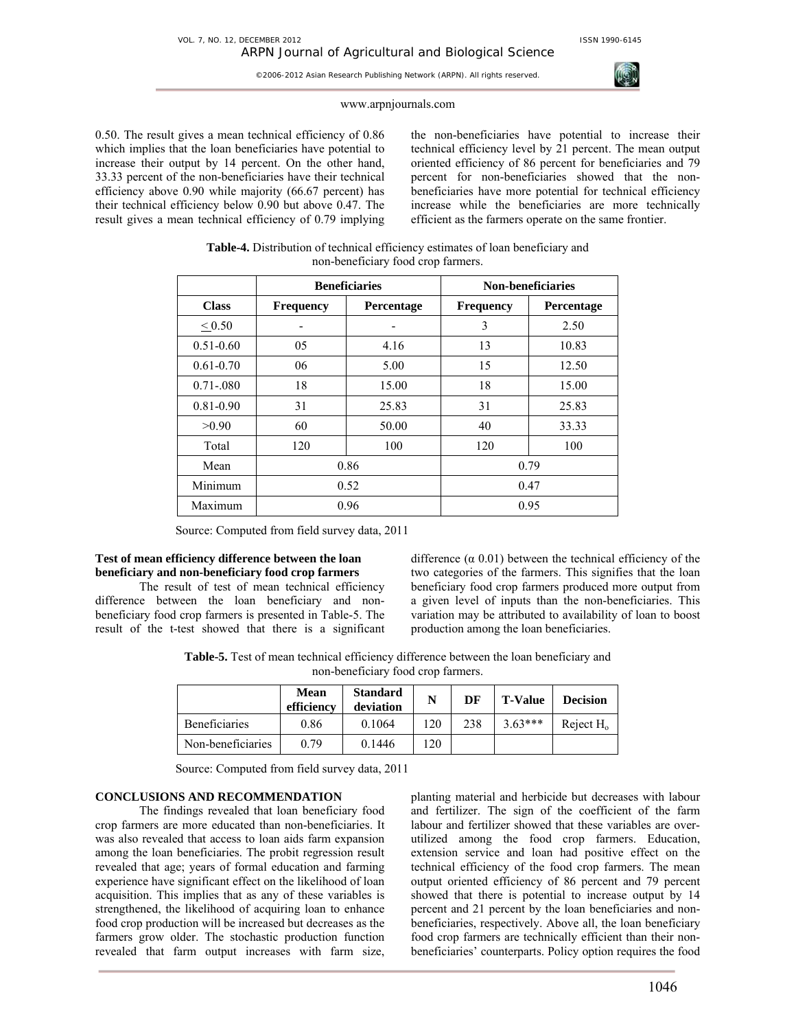0.50. The result gives a mean technical efficiency of 0.86 which implies that the loan beneficiaries have potential to increase their output by 14 percent. On the other hand, 33.33 percent of the non-beneficiaries have their technical efficiency above 0.90 while majority (66.67 percent) has their technical efficiency below 0.90 but above 0.47. The result gives a mean technical efficiency of 0.79 implying the non-beneficiaries have potential to increase their technical efficiency level by 21 percent. The mean output oriented efficiency of 86 percent for beneficiaries and 79 percent for non-beneficiaries showed that the non-beneficiaries have more potential for technical efficiency increase while the beneficiaries are more technically efficient as the farmers operate on the same frontier.

**Table-4.** Distribution of technical efficiency estimates of loan beneficiary and non-beneficiary food crop farmers.

| | Beneficiaries | | Non-beneficiaries | |
|---|---|---|---|---|
| **Class** | **Frequency** | **Percentage** | **Frequency** | **Percentage** |
| $\leq$ 0.50 | - | - | 3 | 2.50 |
| 0.51-0.60 | 05 | 4.16 | 13 | 10.83 |
| 0.61-0.70 | 06 | 5.00 | 15 | 12.50 |
| 0.71-.080 | 18 | 15.00 | 18 | 15.00 |
| 0.81-0.90 | 31 | 25.83 | 31 | 25.83 |
| >0.90 | 60 | 50.00 | 40 | 33.33 |
| Total | 120 | 100 | 120 | 100 |
| Mean | 0.86 | | 0.79 | |
| Minimum | 0.52 | | 0.47 | |
| Maximum | 0.96 | | 0.95 | |

Source: Computed from field survey data, 2011

**Test of mean efficiency difference between the loan beneficiary and non-beneficiary food crop farmers**

The result of test of mean technical efficiency difference between the loan beneficiary and non-beneficiary food crop farmers is presented in Table-5. The result of the t-test showed that there is a significant difference ($\alpha$ 0.01) between the technical efficiency of the two categories of the farmers. This signifies that the loan beneficiary food crop farmers produced more output from a given level of inputs than the non-beneficiaries. This variation may be attributed to availability of loan to boost production among the loan beneficiaries.

**Table-5.** Test of mean technical efficiency difference between the loan beneficiary and non-beneficiary food crop farmers.

| | Mean efficiency | Standard deviation | N | DF | T-Value | Decision |
|---|---|---|---|---|---|---|
| Beneficiaries | 0.86 | 0.1064 | 120 | 238 | 3.63*** | Reject $H_o$ |
| Non-beneficiaries | 0.79 | 0.1446 | 120 | | | |

Source: Computed from field survey data, 2011

**CONCLUSIONS AND RECOMMENDATION**

The findings revealed that loan beneficiary food crop farmers are more educated than non-beneficiaries. It was also revealed that access to loan aids farm expansion among the loan beneficiaries. The probit regression result revealed that age; years of formal education and farming experience have significant effect on the likelihood of loan acquisition. This implies that as any of these variables is strengthened, the likelihood of acquiring loan to enhance food crop production will be increased but decreases as the farmers grow older. The stochastic production function revealed that farm output increases with farm size, planting material and herbicide but decreases with labour and fertilizer. The sign of the coefficient of the farm labour and fertilizer showed that these variables are over-utilized among the food crop farmers. Education, extension service and loan had positive effect on the technical efficiency of the food crop farmers. The mean output oriented efficiency of 86 percent and 79 percent showed that there is potential to increase output by 14 percent and 21 percent by the loan beneficiaries and non-beneficiaries, respectively. Above all, the loan beneficiary food crop farmers are technically efficient than their non-beneficiaries' counterparts. Policy option requires the food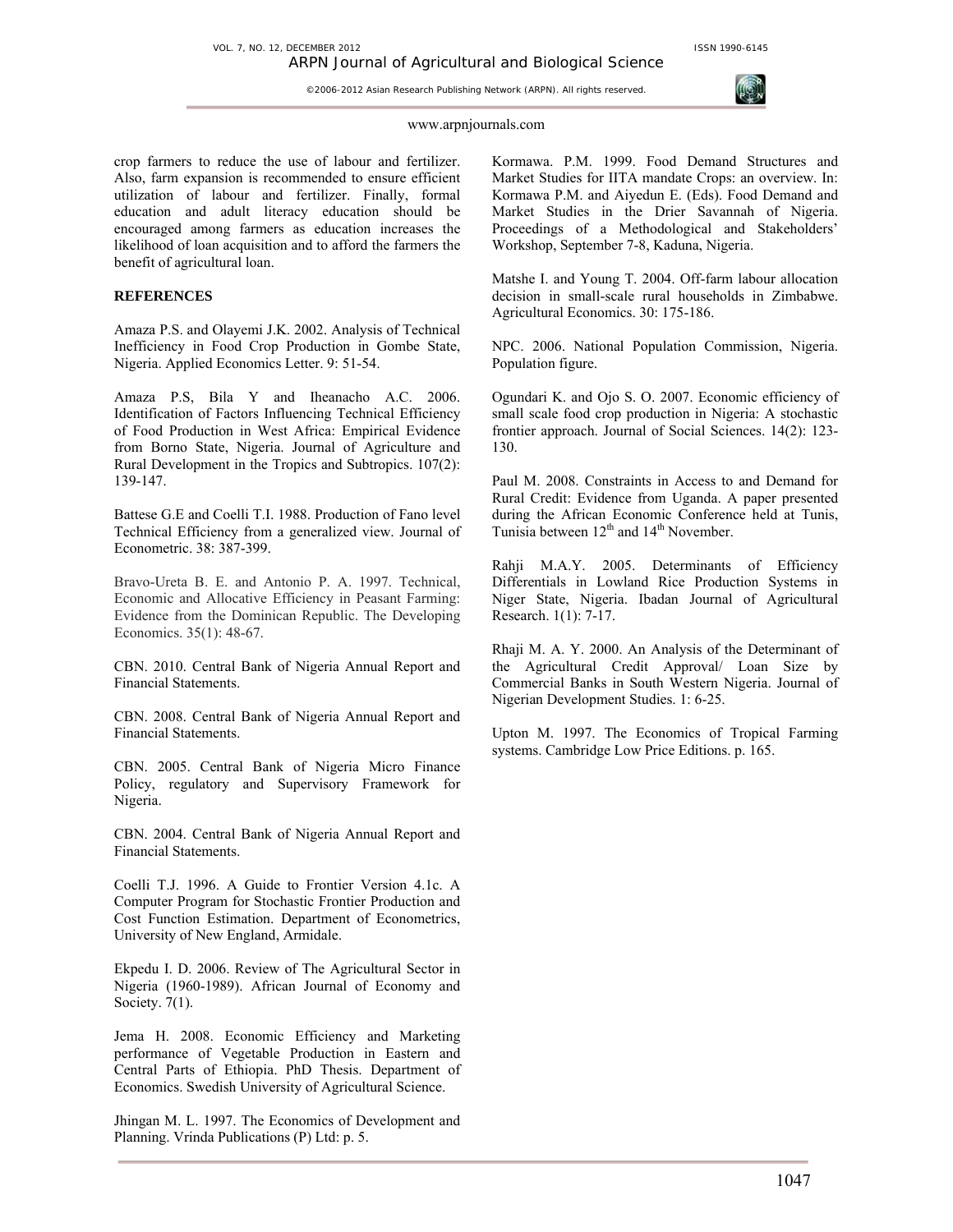crop farmers to reduce the use of labour and fertilizer. Also, farm expansion is recommended to ensure efficient utilization of labour and fertilizer. Finally, formal education and adult literacy education should be encouraged among farmers as education increases the likelihood of loan acquisition and to afford the farmers the benefit of agricultural loan.

## REFERENCES

Amaza P.S. and Olayemi J.K. 2002. Analysis of Technical Inefficiency in Food Crop Production in Gombe State, Nigeria. Applied Economics Letter. 9: 51-54.

Amaza P.S, Bila Y and Iheanacho A.C. 2006. Identification of Factors Influencing Technical Efficiency of Food Production in West Africa: Empirical Evidence from Borno State, Nigeria. Journal of Agriculture and Rural Development in the Tropics and Subtropics. 107(2): 139-147.

Battese G.E and Coelli T.I. 1988. Production of Fano level Technical Efficiency from a generalized view. Journal of Econometric. 38: 387-399.

Bravo-Ureta B. E. and Antonio P. A. 1997. Technical, Economic and Allocative Efficiency in Peasant Farming: Evidence from the Dominican Republic. The Developing Economics. 35(1): 48-67.

CBN. 2010. Central Bank of Nigeria Annual Report and Financial Statements.

CBN. 2008. Central Bank of Nigeria Annual Report and Financial Statements.

CBN. 2005. Central Bank of Nigeria Micro Finance Policy, regulatory and Supervisory Framework for Nigeria.

CBN. 2004. Central Bank of Nigeria Annual Report and Financial Statements.

Coelli T.J. 1996. A Guide to Frontier Version 4.1c. A Computer Program for Stochastic Frontier Production and Cost Function Estimation. Department of Econometrics, University of New England, Armidale.

Ekpedu I. D. 2006. Review of The Agricultural Sector in Nigeria (1960-1989). African Journal of Economy and Society. 7(1).

Jema H. 2008. Economic Efficiency and Marketing performance of Vegetable Production in Eastern and Central Parts of Ethiopia. PhD Thesis. Department of Economics. Swedish University of Agricultural Science.

Jhingan M. L. 1997. The Economics of Development and Planning. Vrinda Publications (P) Ltd: p. 5.

Kormawa. P.M. 1999. Food Demand Structures and Market Studies for IITA mandate Crops: an overview. In: Kormawa P.M. and Aiyedun E. (Eds). Food Demand and Market Studies in the Drier Savannah of Nigeria. Proceedings of a Methodological and Stakeholders' Workshop, September 7-8, Kaduna, Nigeria.

Matshe I. and Young T. 2004. Off-farm labour allocation decision in small-scale rural households in Zimbabwe. Agricultural Economics. 30: 175-186.

NPC. 2006. National Population Commission, Nigeria. Population figure.

Ogundari K. and Ojo S. O. 2007. Economic efficiency of small scale food crop production in Nigeria: A stochastic frontier approach. Journal of Social Sciences. 14(2): 123-130.

Paul M. 2008. Constraints in Access to and Demand for Rural Credit: Evidence from Uganda. A paper presented during the African Economic Conference held at Tunis, Tunisia between 12th and 14th November.

Rahji M.A.Y. 2005. Determinants of Efficiency Differentials in Lowland Rice Production Systems in Niger State, Nigeria. Ibadan Journal of Agricultural Research. 1(1): 7-17.

Rhaji M. A. Y. 2000. An Analysis of the Determinant of the Agricultural Credit Approval/ Loan Size by Commercial Banks in South Western Nigeria. Journal of Nigerian Development Studies. 1: 6-25.

Upton M. 1997. The Economics of Tropical Farming systems. Cambridge Low Price Editions. p. 165.